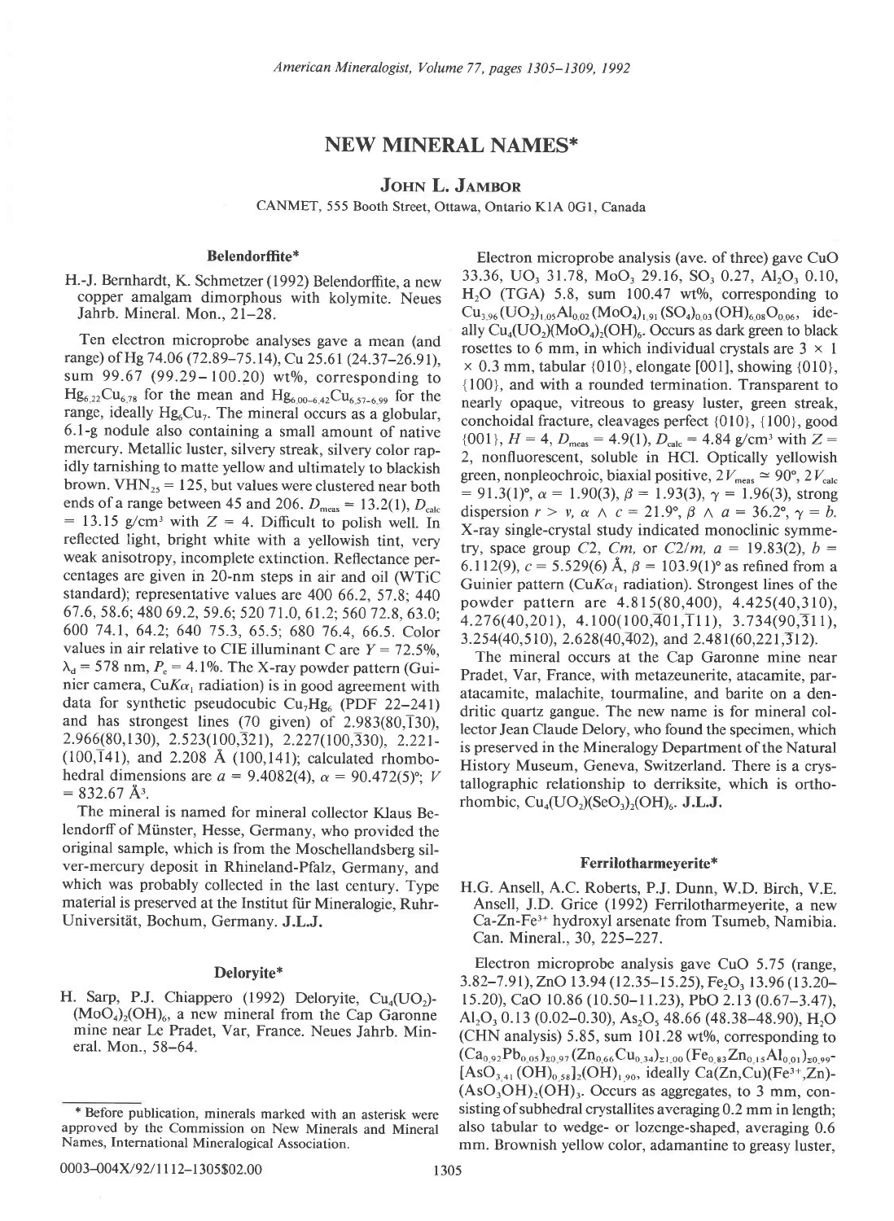# NEW MINERAL NAMES*

**JOHN L. JAMBOR**

CANMET, 555 Booth Street, Ottawa, Ontario K1A 0G1, Canada

## Belendorffite*

H.-J. Bernhardt, K. Schmetzer (1992) Belendorffite, a new copper amalgam dimorphous with kolymite. Neues Jahrb. Mineral. Mon., 21–28.

Ten electron microprobe analyses gave a mean (and range) of Hg 74.06 (72.89–75.14), Cu 25.61 (24.37–26.91), sum 99.67 (99.29–100.20) wt%, corresponding to $Hg_{6.22}Cu_{6.78}$ for the mean and $Hg_{6.00-6.42}Cu_{6.57-6.99}$ for the range, ideally $Hg_6Cu_7$. The mineral occurs as a globular, 6.1-g nodule also containing a small amount of native mercury. Metallic luster, silvery streak, silvery color rapidly tarnishing to matte yellow and ultimately to blackish brown. $VHN_{25}$ = 125, but values were clustered near both ends of a range between 45 and 206. $D_{meas}$ = 13.2(1), $D_{calc}$ = 13.15 g/cm³ with $Z$ = 4. Difficult to polish well. In reflected light, bright white with a yellowish tint, very weak anisotropy, incomplete extinction. Reflectance percentages are given in 20-nm steps in air and oil (WTiC standard); representative values are 400 66.2, 57.8; 440 67.6, 58.6; 480 69.2, 59.6; 520 71.0, 61.2; 560 72.8, 63.0; 600 74.1, 64.2; 640 75.3, 65.5; 680 76.4, 66.5. Color values in air relative to CIE illuminant C are $Y$ = 72.5%, $\lambda_d$ = 578 nm, $P_e$ = 4.1%. The X-ray powder pattern (Guinier camera, $CuK\alpha_1$ radiation) is in good agreement with data for synthetic pseudocubic $Cu_7Hg_6$ (PDF 22–241) and has strongest lines (70 given) of 2.983(80,$\bar{1}$30), 2.966(80,130), 2.523(100,$\bar{3}$21), 2.227(100,$\bar{3}$30), 2.221(100,$\bar{1}$41), and 2.208 Å (100,141); calculated rhombohedral dimensions are $a$ = 9.4082(4), $\alpha$ = 90.472(5)°; $V$ = 832.67 Å³.

The mineral is named for mineral collector Klaus Belendorff of Münster, Hesse, Germany, who provided the original sample, which is from the Moschellandsberg silver-mercury deposit in Rhineland-Pfalz, Germany, and which was probably collected in the last century. Type material is preserved at the Institut für Mineralogie, Ruhr-Universität, Bochum, Germany. **J.L.J.**

## Deloryite*

H. Sarp, P.J. Chiappero (1992) Deloryite, $Cu_4(UO_2)(MoO_4)_2(OH)_6$, a new mineral from the Cap Garonne mine near Le Pradet, Var, France. Neues Jahrb. Mineral. Mon., 58–64.

Electron microprobe analysis (ave. of three) gave CuO 33.36, $UO_3$ 31.78, $MoO_3$ 29.16, $SO_3$ 0.27, $Al_2O_3$ 0.10, $H_2O$ (TGA) 5.8, sum 100.47 wt%, corresponding to $Cu_{3.96}(UO_2)_{1.05}Al_{0.02}(MoO_4)_{1.91}(SO_4)_{0.03}(OH)_{6.08}O_{0.06}$, ideally $Cu_4(UO_2)(MoO_4)_2(OH)_6$. Occurs as dark green to black rosettes to 6 mm, in which individual crystals are 3 × 1 × 0.3 mm, tabular {010}, elongate [001], showing {010}, {100}, and with a rounded termination. Transparent to nearly opaque, vitreous to greasy luster, green streak, conchoidal fracture, cleavages perfect {010}, {100}, good {001}, $H$ = 4, $D_{meas}$ = 4.9(1), $D_{calc}$ = 4.84 g/cm³ with $Z$ = 2, nonfluorescent, soluble in HCl. Optically yellowish green, nonpleochroic, biaxial positive, $2V_{meas} \simeq 90°$, $2V_{calc}$ = 91.3(1)°, $\alpha$ = 1.90(3), $\beta$ = 1.93(3), $\gamma$ = 1.96(3), strong dispersion $r > v$, $\alpha \wedge c$ = 21.9°, $\beta \wedge a$ = 36.2°, $\gamma = b$. X-ray single-crystal study indicated monoclinic symmetry, space group $C2$, $Cm$, or $C2/m$, $a$ = 19.83(2), $b$ = 6.112(9), $c$ = 5.529(6) Å, $\beta$ = 103.9(1)° as refined from a Guinier pattern ($CuK\alpha_1$ radiation). Strongest lines of the powder pattern are 4.815(80,400), 4.425(40,310), 4.276(40,201), 4.100(100,$\bar{4}$01,$\bar{1}$11), 3.734(90,$\bar{3}$11), 3.254(40,510), 2.628(40,$\bar{4}$02), and 2.481(60,221,$\bar{3}$12).

The mineral occurs at the Cap Garonne mine near Pradet, Var, France, with metazeunerite, atacamite, paratacamite, malachite, tourmaline, and barite on a dendritic quartz gangue. The new name is for mineral collector Jean Claude Delory, who found the specimen, which is preserved in the Mineralogy Department of the Natural History Museum, Geneva, Switzerland. There is a crystallographic relationship to derriksite, which is orthorhombic, $Cu_4(UO_2)(SeO_3)_2(OH)_6$. **J.L.J.**

## Ferrilotharmeyerite*

H.G. Ansell, A.C. Roberts, P.J. Dunn, W.D. Birch, V.E. Ansell, J.D. Grice (1992) Ferrilotharmeyerite, a new Ca-Zn-$Fe^{3+}$ hydroxyl arsenate from Tsumeb, Namibia. Can. Mineral., 30, 225–227.

Electron microprobe analysis gave CuO 5.75 (range, 3.82–7.91), ZnO 13.94 (12.35–15.25), $Fe_2O_3$ 13.96 (13.20–15.20), CaO 10.86 (10.50–11.23), PbO 2.13 (0.67–3.47), $Al_2O_3$ 0.13 (0.02–0.30), $As_2O_5$ 48.66 (48.38–48.90), $H_2O$ (CHN analysis) 5.85, sum 101.28 wt%, corresponding to $(Ca_{0.92}Pb_{0.05})_{\Sigma 0.97}(Zn_{0.66}Cu_{0.34})_{\Sigma 1.00}(Fe_{0.83}Zn_{0.15}Al_{0.01})_{\Sigma 0.99}[AsO_{3.41}(OH)_{0.58}]_2(OH)_{1.90}$, ideally $Ca(Zn,Cu)(Fe^{3+},Zn)(AsO_3OH)_2(OH)_3$. Occurs as aggregates, to 3 mm, consisting of subhedral crystallites averaging 0.2 mm in length; also tabular to wedge- or lozenge-shaped, averaging 0.6 mm. Brownish yellow color, adamantine to greasy luster,

\* Before publication, minerals marked with an asterisk were approved by the Commission on New Minerals and Mineral Names, International Mineralogical Association.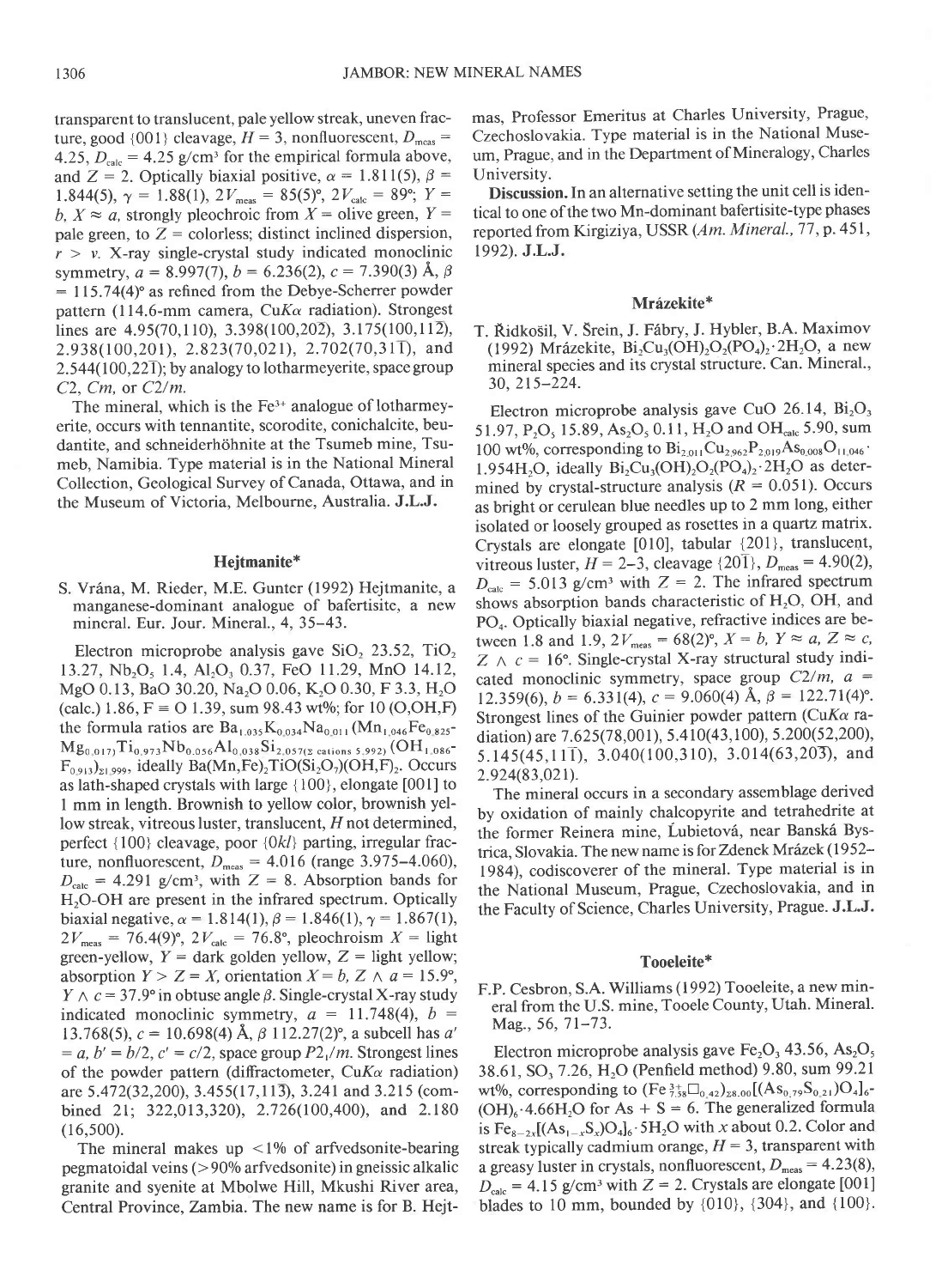transparent to translucent, pale yellow streak, uneven fracture, good {001} cleavage, $H = 3$, nonfluorescent, $D_{meas} = 4.25$, $D_{calc} = 4.25$ g/cm³ for the empirical formula above, and $Z = 2$. Optically biaxial positive, $\alpha = 1.811(5)$, $\beta = 1.844(5)$, $\gamma = 1.88(1)$, $2V_{meas} = 85(5)°$, $2V_{calc} = 89°$; $Y = b$, $X \approx a$, strongly pleochroic from $X$ = olive green, $Y$ = pale green, to $Z$ = colorless; distinct inclined dispersion, $r > v$. X-ray single-crystal study indicated monoclinic symmetry, $a = 8.997(7)$, $b = 6.236(2)$, $c = 7.390(3)$ Å, $\beta = 115.74(4)°$ as refined from the Debye-Scherrer powder pattern (114.6-mm camera, Cu$K\alpha$ radiation). Strongest lines are 4.95(70,110), 3.398(100,20$\bar{2}$), 3.175(100,11$\bar{2}$), 2.938(100,201), 2.823(70,021), 2.702(70,31$\bar{1}$), and 2.544(100,22$\bar{1}$); by analogy to lotharmeyerite, space group $C2$, $Cm$, or $C2/m$.

The mineral, which is the $Fe^{3+}$ analogue of lotharmeyerite, occurs with tennantite, scorodite, conichalcite, beudantite, and schneiderhöhnite at the Tsumeb mine, Tsumeb, Namibia. Type material is in the National Mineral Collection, Geological Survey of Canada, Ottawa, and in the Museum of Victoria, Melbourne, Australia. **J.L.J.**

## Hejtmanite*

S. Vrána, M. Rieder, M.E. Gunter (1992) Hejtmanite, a manganese-dominant analogue of bafertisite, a new mineral. Eur. Jour. Mineral., 4, 35–43.

Electron microprobe analysis gave $SiO_2$ 23.52, $TiO_2$ 13.27, $Nb_2O_5$ 1.4, $Al_2O_3$ 0.37, FeO 11.29, MnO 14.12, MgO 0.13, BaO 30.20, $Na_2O$ 0.06, $K_2O$ 0.30, F 3.3, $H_2O$ (calc.) 1.86, F ≡ O 1.39, sum 98.43 wt%; for 10 (O,OH,F) the formula ratios are $Ba_{1.035}K_{0.034}Na_{0.011}(Mn_{1.046}Fe_{0.825}Mg_{0.017})Ti_{0.973}Nb_{0.056}Al_{0.038}Si_{2.057(\Sigma\ cations\ 5.992)}(OH_{1.086}F_{0.913})_{\Sigma 1.999}$, ideally $Ba(Mn,Fe)_2TiO(Si_2O_7)(OH,F)_2$. Occurs as lath-shaped crystals with large {100}, elongate [001] to 1 mm in length. Brownish to yellow color, brownish yellow streak, vitreous luster, translucent, $H$ not determined, perfect {100} cleavage, poor {0$kl$} parting, irregular fracture, nonfluorescent, $D_{meas} = 4.016$ (range 3.975–4.060), $D_{calc} = 4.291$ g/cm³, with $Z = 8$. Absorption bands for $H_2O$-OH are present in the infrared spectrum. Optically biaxial negative, $\alpha = 1.814(1)$, $\beta = 1.846(1)$, $\gamma = 1.867(1)$, $2V_{meas} = 76.4(9)°$, $2V_{calc} = 76.8°$, pleochroism $X$ = light green-yellow, $Y$ = dark golden yellow, $Z$ = light yellow; absorption $Y > Z = X$, orientation $X = b$, $Z \wedge a = 15.9°$, $Y \wedge c = 37.9°$ in obtuse angle $\beta$. Single-crystal X-ray study indicated monoclinic symmetry, $a = 11.748(4)$, $b = 13.768(5)$, $c = 10.698(4)$ Å, $\beta$ 112.27(2)°, a subcell has $a' = a$, $b' = b/2$, $c' = c/2$, space group $P2_1/m$. Strongest lines of the powder pattern (diffractometer, Cu$K\alpha$ radiation) are 5.472(32,200), 3.455(17,11$\bar{3}$), 3.241 and 3.215 (combined 21; 322,013,320), 2.726(100,400), and 2.180 (16,500).

The mineral makes up <1% of arfvedsonite-bearing pegmatoidal veins (>90% arfvedsonite) in gneissic alkalic granite and syenite at Mbolwe Hill, Mkushi River area, Central Province, Zambia. The new name is for B. Hejtmas, Professor Emeritus at Charles University, Prague, Czechoslovakia. Type material is in the National Museum, Prague, and in the Department of Mineralogy, Charles University.

**Discussion.** In an alternative setting the unit cell is identical to one of the two Mn-dominant bafertisite-type phases reported from Kirgiziya, USSR (*Am. Mineral.*, 77, p. 451, 1992). **J.L.J.**

## Mrázekite*

T. Řidkošil, V. Šrein, J. Fábry, J. Hybler, B.A. Maximov (1992) Mrázekite, $Bi_2Cu_3(OH)_2O_2(PO_4)_2 \cdot 2H_2O$, a new mineral species and its crystal structure. Can. Mineral., 30, 215–224.

Electron microprobe analysis gave CuO 26.14, $Bi_2O_3$ 51.97, $P_2O_5$ 15.89, $As_2O_5$ 0.11, $H_2O$ and $OH_{calc}$ 5.90, sum 100 wt%, corresponding to $Bi_{2.011}Cu_{2.962}P_{2.019}As_{0.008}O_{11.046} \cdot 1.954H_2O$, ideally $Bi_2Cu_3(OH)_2O_2(PO_4)_2 \cdot 2H_2O$ as determined by crystal-structure analysis ($R = 0.051$). Occurs as bright or cerulean blue needles up to 2 mm long, either isolated or loosely grouped as rosettes in a quartz matrix. Crystals are elongate [010], tabular {201}, translucent, vitreous luster, $H = 2$–3, cleavage {20$\bar{1}$}, $D_{meas} = 4.90(2)$, $D_{calc} = 5.013$ g/cm³ with $Z = 2$. The infrared spectrum shows absorption bands characteristic of $H_2O$, OH, and $PO_4$. Optically biaxial negative, refractive indices are between 1.8 and 1.9, $2V_{meas} = 68(2)°$, $X = b$, $Y \approx a$, $Z \approx c$, $Z \wedge c = 16°$. Single-crystal X-ray structural study indicated monoclinic symmetry, space group $C2/m$, $a = 12.359(6)$, $b = 6.331(4)$, $c = 9.060(4)$ Å, $\beta = 122.71(4)°$. Strongest lines of the Guinier powder pattern (Cu$K\alpha$ radiation) are 7.625(78,001), 5.410(43,100), 5.200(52,200), 5.145(45,11$\bar{1}$), 3.040(100,310), 3.014(63,20$\bar{3}$), and 2.924(83,021).

The mineral occurs in a secondary assemblage derived by oxidation of mainly chalcopyrite and tetrahedrite at the former Reinera mine, Ľubietová, near Banská Bystrica, Slovakia. The new name is for Zdenek Mrázek (1952–1984), codiscoverer of the mineral. Type material is in the National Museum, Prague, Czechoslovakia, and in the Faculty of Science, Charles University, Prague. **J.L.J.**

## Tooeleite*

F.P. Cesbron, S.A. Williams (1992) Tooeleite, a new mineral from the U.S. mine, Tooele County, Utah. Mineral. Mag., 56, 71–73.

Electron microprobe analysis gave $Fe_2O_3$ 43.56, $As_2O_5$ 38.61, $SO_3$ 7.26, $H_2O$ (Penfield method) 9.80, sum 99.21 wt%, corresponding to $(Fe^{3+}_{7.58}\square_{0.42})_{\Sigma 8.00}[(As_{0.79}S_{0.21})O_4]_6(OH)_6 \cdot 4.66H_2O$ for As + S = 6. The generalized formula is $Fe_{8-2x}[(As_{1-x}S_x)O_4]_6 \cdot 5H_2O$ with $x$ about 0.2. Color and streak typically cadmium orange, $H = 3$, transparent with a greasy luster in crystals, nonfluorescent, $D_{meas} = 4.23(8)$, $D_{calc} = 4.15$ g/cm³ with $Z = 2$. Crystals are elongate [001] blades to 10 mm, bounded by {010}, {304}, and {100}.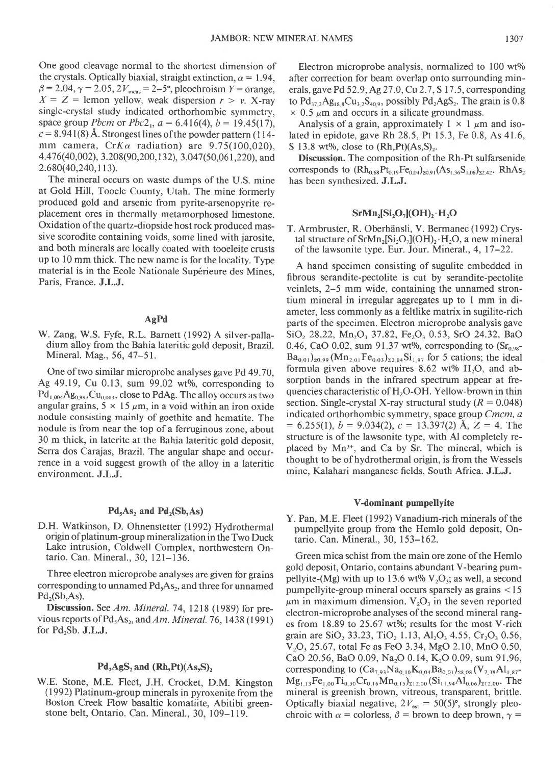One good cleavage normal to the shortest dimension of the crystals. Optically biaxial, straight extinction, $\alpha = 1.94$, $\beta = 2.04$, $\gamma = 2.05$, $2V_{meas} = 2–5°$, pleochroism $Y$ = orange, $X = Z$ = lemon yellow, weak dispersion $r > v$. X-ray single-crystal study indicated orthorhombic symmetry, space group *Pbcm* or *Pbc*$2_1$, $a = 6.416(4)$, $b = 19.45(17)$, $c = 8.941(8)$ Å. Strongest lines of the powder pattern (114-mm camera, Cr$K\alpha$ radiation) are 9.75(100,020), 4.476(40,002), 3.208(90,200,132), 3.047(50,061,220), and 2.680(40,240,113).

The mineral occurs on waste dumps of the U.S. mine at Gold Hill, Tooele County, Utah. The mine formerly produced gold and arsenic from pyrite-arsenopyrite replacement ores in thermally metamorphosed limestone. Oxidation of the quartz-diopside host rock produced massive scorodite containing voids, some lined with jarosite, and both minerals are locally coated with tooeleite crusts up to 10 mm thick. The new name is for the locality. Type material is in the Ecole Nationale Supérieure des Mines, Paris, France. **J.L.J.**

## AgPd

W. Zang, W.S. Fyfe, R.L. Barnett (1992) A silver-palladium alloy from the Bahia lateritic gold deposit, Brazil. Mineral. Mag., 56, 47–51.

One of two similar microprobe analyses gave Pd 49.70, Ag 49.19, Cu 0.13, sum 99.02 wt%, corresponding to $Pd_{1.004}Ag_{0.993}Cu_{0.003}$, close to PdAg. The alloy occurs as two angular grains, 5 × 15 μm, in a void within an iron oxide nodule consisting mainly of goethite and hematite. The nodule is from near the top of a ferruginous zone, about 30 m thick, in laterite at the Bahia lateritic gold deposit, Serra dos Carajas, Brazil. The angular shape and occurrence in a void suggest growth of the alloy in a lateritic environment. **J.L.J.**

## $Pd_5As_2$ and $Pd_2(Sb,As)$

D.H. Watkinson, D. Ohnenstetter (1992) Hydrothermal origin of platinum-group mineralization in the Two Duck Lake intrusion, Coldwell Complex, northwestern Ontario. Can. Mineral., 30, 121–136.

Three electron microprobe analyses are given for grains corresponding to unnamed $Pd_5As_2$, and three for unnamed $Pd_2(Sb,As)$.

**Discussion.** See *Am. Mineral.* 74, 1218 (1989) for previous reports of $Pd_5As_2$, and *Am. Mineral.* 76, 1438 (1991) for $Pd_2Sb$. **J.L.J.**

## $Pd_2AgS_2$ and $(Rh,Pt)(As,S)_2$

W.E. Stone, M.E. Fleet, J.H. Crocket, D.M. Kingston (1992) Platinum-group minerals in pyroxenite from the Boston Creek Flow basaltic komatiite, Abitibi greenstone belt, Ontario. Can. Mineral., 30, 109–119.

Electron microprobe analysis, normalized to 100 wt% after correction for beam overlap onto surrounding minerals, gave Pd 52.9, Ag 27.0, Cu 2.7, S 17.5, corresponding to $Pd_{37.2}Ag_{18.8}Cu_{3.2}S_{40.9}$, possibly $Pd_2AgS_2$. The grain is 0.8 × 0.5 μm and occurs in a silicate groundmass.

Analysis of a grain, approximately 1 × 1 μm and isolated in epidote, gave Rh 28.5, Pt 15.3, Fe 0.8, As 41.6, S 13.8 wt%, close to $(Rh,Pt)(As,S)_2$.

**Discussion.** The composition of the Rh-Pt sulfarsenide corresponds to $(Rh_{0.68}Pt_{0.19}Fe_{0.04})_{\Sigma 0.91}(As_{1.36}S_{1.06})_{\Sigma 2.42}$. $RhAs_2$ has been synthesized. **J.L.J.**

## $SrMn_2[Si_2O_7](OH)_2 \cdot H_2O$

T. Armbruster, R. Oberhänsli, V. Bermanec (1992) Crystal structure of $SrMn_2[Si_2O_7](OH)_2 \cdot H_2O$, a new mineral of the lawsonite type. Eur. Jour. Mineral., 4, 17–22.

A hand specimen consisting of sugulite embedded in fibrous serandite-pectolite is cut by serandite-pectolite veinlets, 2–5 mm wide, containing the unnamed strontium mineral in irregular aggregates up to 1 mm in diameter, less commonly as a feltlike matrix in sugilite-rich parts of the specimen. Electron microprobe analysis gave $SiO_2$ 28.22, $Mn_2O_3$ 37.82, $Fe_2O_3$ 0.53, SrO 24.32, BaO 0.46, CaO 0.02, sum 91.37 wt%, corresponding to $(Sr_{0.98}Ba_{0.01})_{\Sigma 0.99}(Mn_{2.01}Fe_{0.03})_{\Sigma 2.04}Si_{1.97}$ for 5 cations; the ideal formula given above requires 8.62 wt% $H_2O$, and absorption bands in the infrared spectrum appear at frequencies characteristic of $H_2O$-OH. Yellow-brown in thin section. Single-crystal X-ray structural study ($R = 0.048$) indicated orthorhombic symmetry, space group *Cmcm*, $a = 6.255(1)$, $b = 9.034(2)$, $c = 13.397(2)$ Å, $Z = 4$. The structure is of the lawsonite type, with Al completely replaced by $Mn^{3+}$, and Ca by Sr. The mineral, which is thought to be of hydrothermal origin, is from the Wessels mine, Kalahari manganese fields, South Africa. **J.L.J.**

## V-dominant pumpellyite

Y. Pan, M.E. Fleet (1992) Vanadium-rich minerals of the pumpellyite group from the Hemlo gold deposit, Ontario. Can. Mineral., 30, 153–162.

Green mica schist from the main ore zone of the Hemlo gold deposit, Ontario, contains abundant V-bearing pumpellyite-(Mg) with up to 13.6 wt% $V_2O_3$; as well, a second pumpellyite-group mineral occurs sparsely as grains <15 μm in maximum dimension. $V_2O_3$ in the seven reported electron-microprobe analyses of the second mineral ranges from 18.89 to 25.67 wt%; results for the most V-rich grain are $SiO_2$ 33.23, $TiO_2$ 1.13, $Al_2O_3$ 4.55, $Cr_2O_3$ 0.56, $V_2O_3$ 25.67, total Fe as FeO 3.34, MgO 2.10, MnO 0.50, CaO 20.56, BaO 0.09, $Na_2O$ 0.14, $K_2O$ 0.09, sum 91.96, corresponding to $(Ca_{7.93}Na_{0.10}K_{0.04}Ba_{0.01})_{\Sigma 8.08}(V_{7.39}Al_{1.87}Mg_{1.13}Fe_{1.00}Ti_{0.30}Cr_{0.16}Mn_{0.15})_{\Sigma 12.00}(Si_{11.94}Al_{0.06})_{\Sigma 12.00}$. The mineral is greenish brown, vitreous, transparent, brittle. Optically biaxial negative, $2V_{est} = 50(5)°$, strongly pleochroic with $\alpha$ = colorless, $\beta$ = brown to deep brown, $\gamma$ =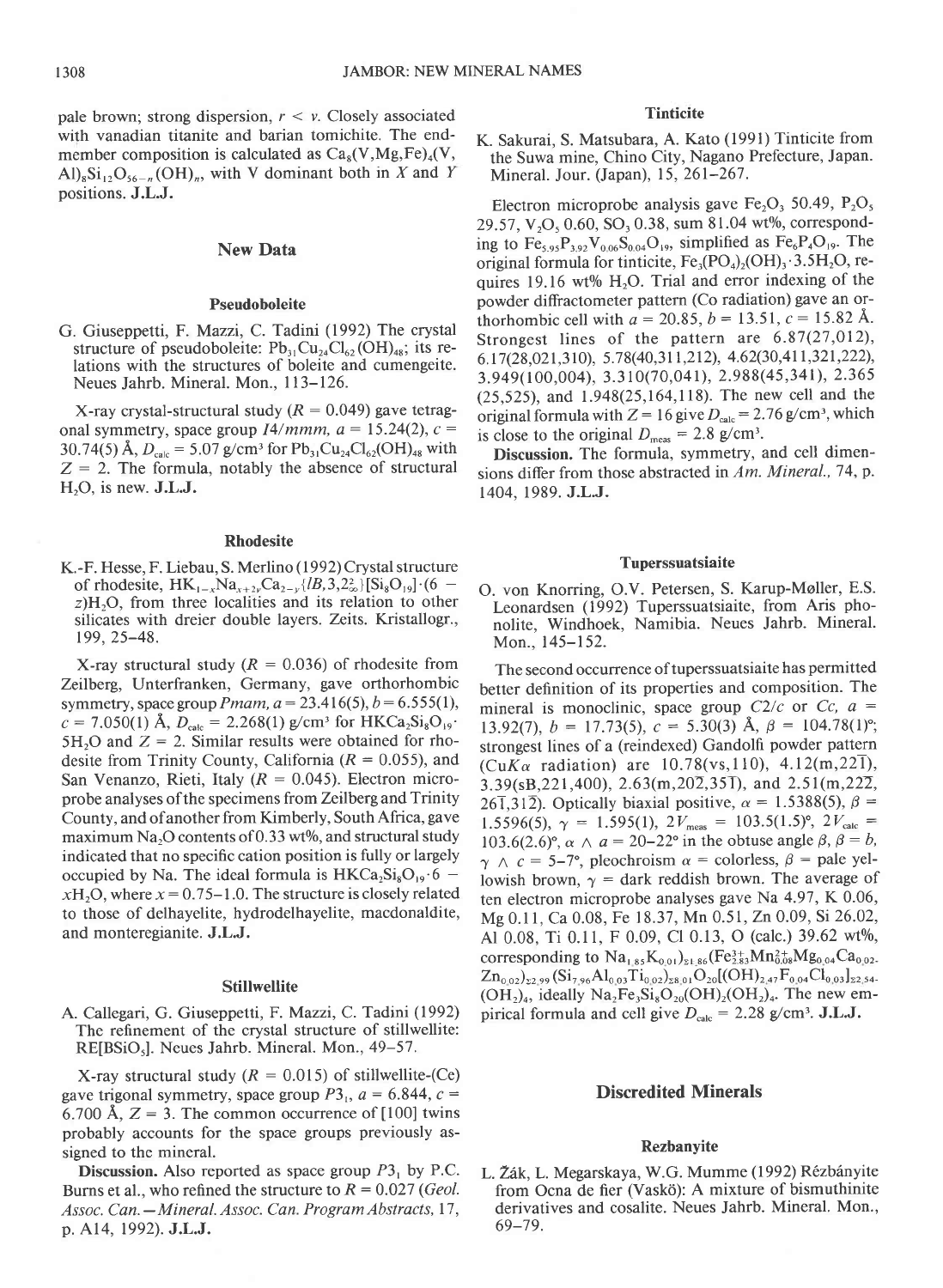pale brown; strong dispersion, $r < v$. Closely associated with vanadian titanite and barian tomichite. The end-member composition is calculated as $Ca_8(V,Mg,Fe)_4(V,Al)_8Si_{12}O_{56-n}(OH)_n$, with V dominant both in $X$ and $Y$ positions. **J.L.J.**

## New Data

### Pseudoboleite

G. Giuseppetti, F. Mazzi, C. Tadini (1992) The crystal structure of pseudoboleite: $Pb_{31}Cu_{24}Cl_{62}(OH)_{48}$; its relations with the structures of boleite and cumengeite. Neues Jahrb. Mineral. Mon., 113–126.

X-ray crystal-structural study ($R = 0.049$) gave tetragonal symmetry, space group $I4/mmm$, $a = 15.24(2)$, $c = 30.74(5)$ Å, $D_{calc} = 5.07$ g/cm³ for $Pb_{31}Cu_{24}Cl_{62}(OH)_{48}$ with $Z = 2$. The formula, notably the absence of structural $H_2O$, is new. **J.L.J.**

### Rhodesite

K.-F. Hesse, F. Liebau, S. Merlino (1992) Crystal structure of rhodesite, $HK_{1-x}Na_{x+2y}Ca_{2-y}\{lB,3,2^2_\infty\}[Si_8O_{19}]\cdot(6-z)H_2O$, from three localities and its relation to other silicates with dreier double layers. Zeits. Kristallogr., 199, 25–48.

X-ray structural study ($R = 0.036$) of rhodesite from Zeilberg, Unterfranken, Germany, gave orthorhombic symmetry, space group $Pmam$, $a = 23.416(5)$, $b = 6.555(1)$, $c = 7.050(1)$ Å, $D_{calc} = 2.268(1)$ g/cm³ for $HKCa_2Si_8O_{19}\cdot5H_2O$ and $Z = 2$. Similar results were obtained for rhodesite from Trinity County, California ($R = 0.055$), and San Venanzo, Rieti, Italy ($R = 0.045$). Electron microprobe analyses of the specimens from Zeilberg and Trinity County, and of another from Kimberly, South Africa, gave maximum $Na_2O$ contents of 0.33 wt%, and structural study indicated that no specific cation position is fully or largely occupied by Na. The ideal formula is $HKCa_2Si_8O_{19}\cdot6-xH_2O$, where $x = 0.75$–$1.0$. The structure is closely related to those of delhayelite, hydrodelhayelite, macdonaldite, and monteregianite. **J.L.J.**

### Stillwellite

A. Callegari, G. Giuseppetti, F. Mazzi, C. Tadini (1992) The refinement of the crystal structure of stillwellite: $RE[BSiO_5]$. Neues Jahrb. Mineral. Mon., 49–57.

X-ray structural study ($R = 0.015$) of stillwellite-(Ce) gave trigonal symmetry, space group $P3_1$, $a = 6.844$, $c = 6.700$ Å, $Z = 3$. The common occurrence of [100] twins probably accounts for the space groups previously assigned to the mineral.

**Discussion.** Also reported as space group $P3_1$ by P.C. Burns et al., who refined the structure to $R = 0.027$ (*Geol. Assoc. Can.—Mineral. Assoc. Can. Program Abstracts*, 17, p. A14, 1992). **J.L.J.**

### Tinticite

K. Sakurai, S. Matsubara, A. Kato (1991) Tinticite from the Suwa mine, Chino City, Nagano Prefecture, Japan. Mineral. Jour. (Japan), 15, 261–267.

Electron microprobe analysis gave $Fe_2O_3$ 50.49, $P_2O_5$ 29.57, $V_2O_5$ 0.60, $SO_3$ 0.38, sum 81.04 wt%, corresponding to $Fe_{5.95}P_{3.92}V_{0.06}S_{0.04}O_{19}$, simplified as $Fe_6P_4O_{19}$. The original formula for tinticite, $Fe_3(PO_4)_2(OH)_3\cdot3.5H_2O$, requires 19.16 wt% $H_2O$. Trial and error indexing of the powder diffractometer pattern (Co radiation) gave an orthorhombic cell with $a = 20.85$, $b = 13.51$, $c = 15.82$ Å. Strongest lines of the pattern are 6.87(27,012), 6.17(28,021,310), 5.78(40,311,212), 4.62(30,411,321,222), 3.949(100,004), 3.310(70,041), 2.988(45,341), 2.365(25,525), and 1.948(25,164,118). The new cell and the original formula with $Z = 16$ give $D_{calc} = 2.76$ g/cm³, which is close to the original $D_{meas} = 2.8$ g/cm³.

**Discussion.** The formula, symmetry, and cell dimensions differ from those abstracted in *Am. Mineral.*, 74, p. 1404, 1989. **J.L.J.**

### Tuperssuatsiaite

O. von Knorring, O.V. Petersen, S. Karup-Møller, E.S. Leonardsen (1992) Tuperssuatsiaite, from Aris phonolite, Windhoek, Namibia. Neues Jahrb. Mineral. Mon., 145–152.

The second occurrence of tuperssuatsiaite has permitted better definition of its properties and composition. The mineral is monoclinic, space group $C2/c$ or $Cc$, $a = 13.92(7)$, $b = 17.73(5)$, $c = 5.30(3)$ Å, $\beta = 104.78(1)°$; strongest lines of a (reindexed) Gandolfi powder pattern (Cu$K\alpha$ radiation) are 10.78(vs,110), 4.12(m,$22\bar{1}$), 3.39(sB,221,400), 2.63(m,$20\bar{2}$,$35\bar{1}$), and 2.51(m,$22\bar{2}$, $26\bar{1}$,$31\bar{2}$). Optically biaxial positive, $\alpha = 1.5388(5)$, $\beta = 1.5596(5)$, $\gamma = 1.595(1)$, $2V_{meas} = 103.5(1.5)°$, $2V_{calc} = 103.6(2.6)°$, $\alpha \wedge a = 20$–$22°$ in the obtuse angle $\beta$, $\beta = b$, $\gamma \wedge c = 5$–$7°$, pleochroism $\alpha$ = colorless, $\beta$ = pale yellowish brown, $\gamma$ = dark reddish brown. The average of ten electron microprobe analyses gave Na 4.97, K 0.06, Mg 0.11, Ca 0.08, Fe 18.37, Mn 0.51, Zn 0.09, Si 26.02, Al 0.08, Ti 0.11, F 0.09, Cl 0.13, O (calc.) 39.62 wt%, corresponding to $Na_{1.85}K_{0.01})_{\Sigma1.86}(Fe^{3+}_{2.83}Mn^{2+}_{0.08}Mg_{0.04}Ca_{0.02}Zn_{0.02})_{\Sigma2.99}(Si_{7.96}Al_{0.03}Ti_{0.02})_{\Sigma8.01}O_{20}[(OH)_{2.47}F_{0.04}Cl_{0.03}]_{\Sigma2.54}(OH_2)_4$, ideally $Na_2Fe_3Si_8O_{20}(OH)_2(OH_2)_4$. The new empirical formula and cell give $D_{calc} = 2.28$ g/cm³. **J.L.J.**

## Discredited Minerals

### Rezbanyite

L. Žák, L. Megarskaya, W.G. Mumme (1992) Rézbányite from Ocna de fier (Vaskö): A mixture of bismuthinite derivatives and cosalite. Neues Jahrb. Mineral. Mon., 69–79.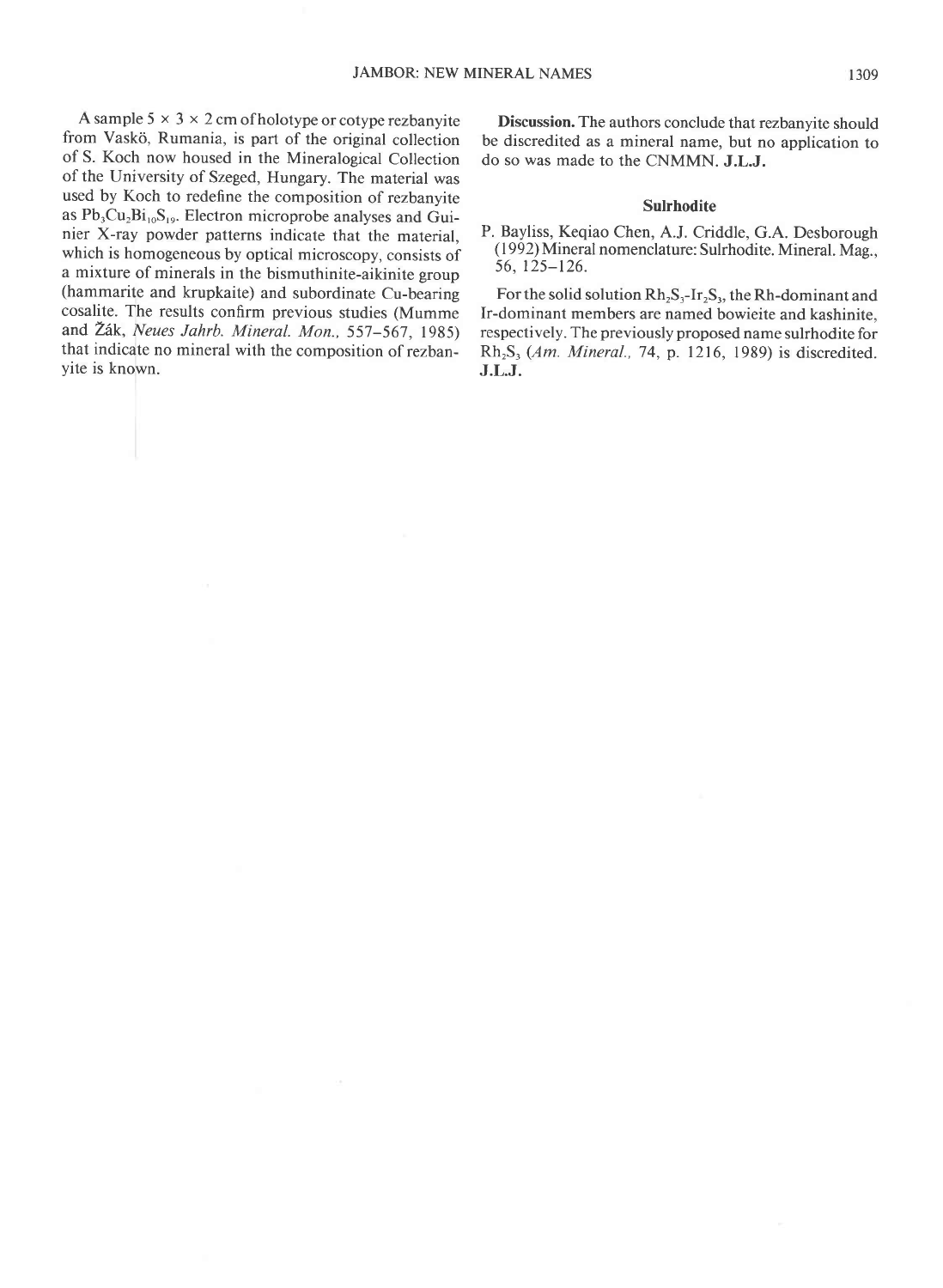A sample 5 × 3 × 2 cm of holotype or cotype rezbanyite from Vaskö, Rumania, is part of the original collection of S. Koch now housed in the Mineralogical Collection of the University of Szeged, Hungary. The material was used by Koch to redefine the composition of rezbanyite as $Pb_3Cu_2Bi_{10}S_{19}$. Electron microprobe analyses and Guinier X-ray powder patterns indicate that the material, which is homogeneous by optical microscopy, consists of a mixture of minerals in the bismuthinite-aikinite group (hammarite and krupkaite) and subordinate Cu-bearing cosalite. The results confirm previous studies (Mumme and Žák, *Neues Jahrb. Mineral. Mon.*, 557–567, 1985) that indicate no mineral with the composition of rezbanyite is known.

**Discussion.** The authors conclude that rezbanyite should be discredited as a mineral name, but no application to do so was made to the CNMMN. **J.L.J.**

### Sulrhodite

P. Bayliss, Keqiao Chen, A.J. Criddle, G.A. Desborough (1992) Mineral nomenclature: Sulrhodite. Mineral. Mag., 56, 125–126.

For the solid solution $Rh_2S_3$-$Ir_2S_3$, the Rh-dominant and Ir-dominant members are named bowieite and kashinite, respectively. The previously proposed name sulrhodite for $Rh_2S_3$ (*Am. Mineral.*, 74, p. 1216, 1989) is discredited. **J.L.J.**